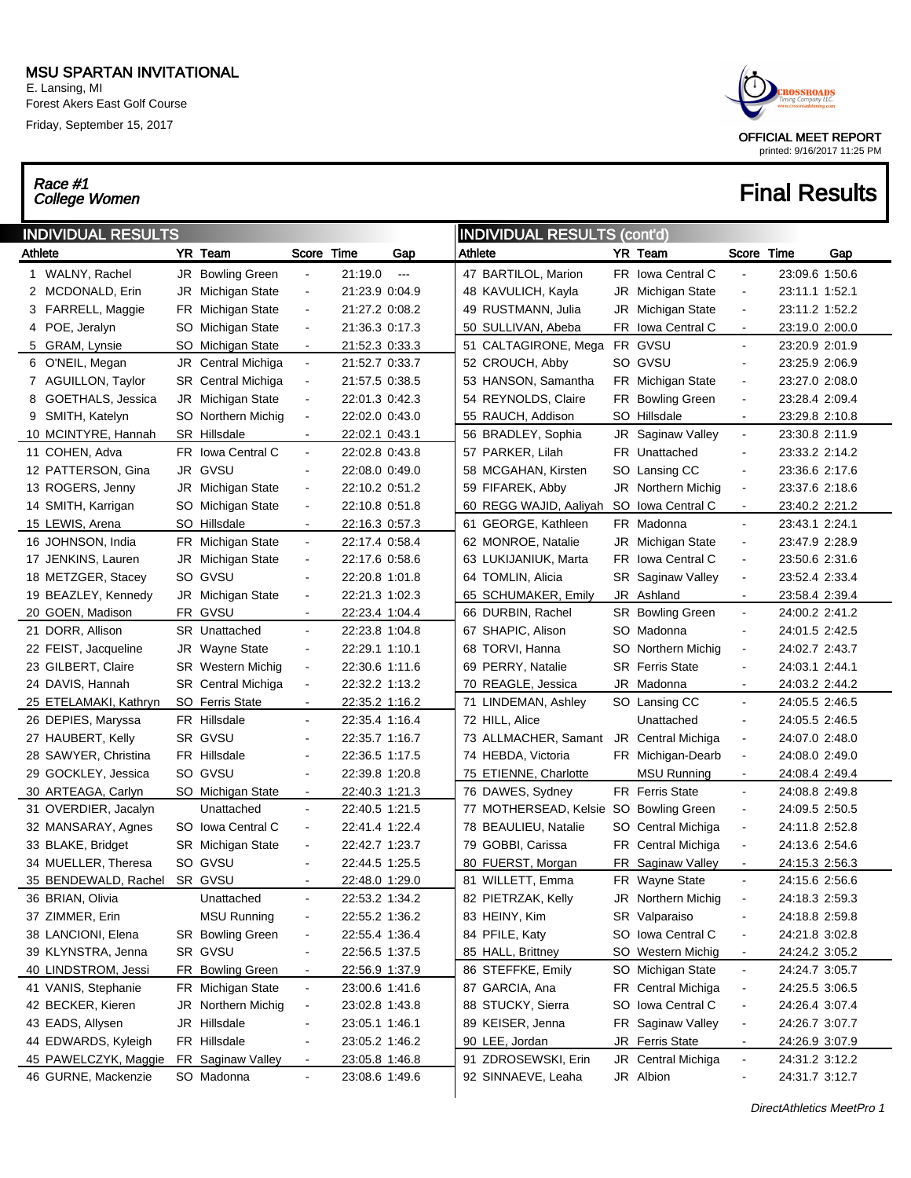# MSU SPARTAN INVITATIONAL

E. Lansing, MI
Forest Akers East Golf Course
Friday, September 15, 2017

OFFICIAL MEET REPORT
printed: 9/16/2017 11:25 PM

## Race #1 College Women

## Final Results

### INDIVIDUAL RESULTS

| Athlete | YR | Team | Score | Time | Gap |
|---|---|---|---|---|---|
| 1 WALNY, Rachel | JR | Bowling Green | - | 21:19.0 | --- |
| 2 MCDONALD, Erin | JR | Michigan State | - | 21:23.9 | 0:04.9 |
| 3 FARRELL, Maggie | FR | Michigan State | - | 21:27.2 | 0:08.2 |
| 4 POE, Jeralyn | SO | Michigan State | - | 21:36.3 | 0:17.3 |
| 5 GRAM, Lynsie | SO | Michigan State | - | 21:52.3 | 0:33.3 |
| 6 O'NEIL, Megan | JR | Central Michiga | - | 21:52.7 | 0:33.7 |
| 7 AGUILLON, Taylor | SR | Central Michiga | - | 21:57.5 | 0:38.5 |
| 8 GOETHALS, Jessica | JR | Michigan State | - | 22:01.3 | 0:42.3 |
| 9 SMITH, Katelyn | SO | Northern Michig | - | 22:02.0 | 0:43.0 |
| 10 MCINTYRE, Hannah | SR | Hillsdale | - | 22:02.1 | 0:43.1 |
| 11 COHEN, Adva | FR | Iowa Central C | - | 22:02.8 | 0:43.8 |
| 12 PATTERSON, Gina | JR | GVSU | - | 22:08.0 | 0:49.0 |
| 13 ROGERS, Jenny | JR | Michigan State | - | 22:10.2 | 0:51.2 |
| 14 SMITH, Karrigan | SO | Michigan State | - | 22:10.8 | 0:51.8 |
| 15 LEWIS, Arena | SO | Hillsdale | - | 22:16.3 | 0:57.3 |
| 16 JOHNSON, India | FR | Michigan State | - | 22:17.4 | 0:58.4 |
| 17 JENKINS, Lauren | JR | Michigan State | - | 22:17.6 | 0:58.6 |
| 18 METZGER, Stacey | SO | GVSU | - | 22:20.8 | 1:01.8 |
| 19 BEAZLEY, Kennedy | JR | Michigan State | - | 22:21.3 | 1:02.3 |
| 20 GOEN, Madison | FR | GVSU | - | 22:23.4 | 1:04.4 |
| 21 DORR, Allison | SR | Unattached | - | 22:23.8 | 1:04.8 |
| 22 FEIST, Jacqueline | JR | Wayne State | - | 22:29.1 | 1:10.1 |
| 23 GILBERT, Claire | SR | Western Michig | - | 22:30.6 | 1:11.6 |
| 24 DAVIS, Hannah | SR | Central Michiga | - | 22:32.2 | 1:13.2 |
| 25 ETELAMAKI, Kathryn | SO | Ferris State | - | 22:35.2 | 1:16.2 |
| 26 DEPIES, Maryssa | FR | Hillsdale | - | 22:35.4 | 1:16.4 |
| 27 HAUBERT, Kelly | SR | GVSU | - | 22:35.7 | 1:16.7 |
| 28 SAWYER, Christina | FR | Hillsdale | - | 22:36.5 | 1:17.5 |
| 29 GOCKLEY, Jessica | SO | GVSU | - | 22:39.8 | 1:20.8 |
| 30 ARTEAGA, Carlyn | SO | Michigan State | - | 22:40.3 | 1:21.3 |
| 31 OVERDIER, Jacalyn | | Unattached | - | 22:40.5 | 1:21.5 |
| 32 MANSARAY, Agnes | SO | Iowa Central C | - | 22:41.4 | 1:22.4 |
| 33 BLAKE, Bridget | SR | Michigan State | - | 22:42.7 | 1:23.7 |
| 34 MUELLER, Theresa | SO | GVSU | - | 22:44.5 | 1:25.5 |
| 35 BENDEWALD, Rachel | SR | GVSU | - | 22:48.0 | 1:29.0 |
| 36 BRIAN, Olivia | | Unattached | - | 22:53.2 | 1:34.2 |
| 37 ZIMMER, Erin | | MSU Running | - | 22:55.2 | 1:36.2 |
| 38 LANCIONI, Elena | SR | Bowling Green | - | 22:55.4 | 1:36.4 |
| 39 KLYNSTRA, Jenna | SR | GVSU | - | 22:56.5 | 1:37.5 |
| 40 LINDSTROM, Jessi | FR | Bowling Green | - | 22:56.9 | 1:37.9 |
| 41 VANIS, Stephanie | FR | Michigan State | - | 23:00.6 | 1:41.6 |
| 42 BECKER, Kieren | JR | Northern Michig | - | 23:02.8 | 1:43.8 |
| 43 EADS, Allysen | JR | Hillsdale | - | 23:05.1 | 1:46.1 |
| 44 EDWARDS, Kyleigh | FR | Hillsdale | - | 23:05.2 | 1:46.2 |
| 45 PAWELCZYK, Maggie | FR | Saginaw Valley | - | 23:05.8 | 1:46.8 |
| 46 GURNE, Mackenzie | SO | Madonna | - | 23:08.6 | 1:49.6 |
| 47 BARTILOL, Marion | FR | Iowa Central C | - | 23:09.6 | 1:50.6 |
| 48 KAVULICH, Kayla | JR | Michigan State | - | 23:11.1 | 1:52.1 |
| 49 RUSTMANN, Julia | JR | Michigan State | - | 23:11.2 | 1:52.2 |
| 50 SULLIVAN, Abeba | FR | Iowa Central C | - | 23:19.0 | 2:00.0 |
| 51 CALTAGIRONE, Mega | FR | GVSU | - | 23:20.9 | 2:01.9 |
| 52 CROUCH, Abby | SO | GVSU | - | 23:25.9 | 2:06.9 |
| 53 HANSON, Samantha | FR | Michigan State | - | 23:27.0 | 2:08.0 |
| 54 REYNOLDS, Claire | FR | Bowling Green | - | 23:28.4 | 2:09.4 |
| 55 RAUCH, Addison | SO | Hillsdale | - | 23:29.8 | 2:10.8 |
| 56 BRADLEY, Sophia | JR | Saginaw Valley | - | 23:30.8 | 2:11.9 |
| 57 PARKER, Lilah | FR | Unattached | - | 23:33.2 | 2:14.2 |
| 58 MCGAHAN, Kirsten | SO | Lansing CC | - | 23:36.6 | 2:17.6 |
| 59 FIFAREK, Abby | JR | Northern Michig | - | 23:37.6 | 2:18.6 |
| 60 REGG WAJID, Aaliyah | SO | Iowa Central C | - | 23:40.2 | 2:21.2 |
| 61 GEORGE, Kathleen | FR | Madonna | - | 23:43.1 | 2:24.1 |
| 62 MONROE, Natalie | JR | Michigan State | - | 23:47.9 | 2:28.9 |
| 63 LUKIJANIUK, Marta | FR | Iowa Central C | - | 23:50.6 | 2:31.6 |
| 64 TOMLIN, Alicia | SR | Saginaw Valley | - | 23:52.4 | 2:33.4 |
| 65 SCHUMAKER, Emily | JR | Ashland | - | 23:58.4 | 2:39.4 |
| 66 DURBIN, Rachel | SR | Bowling Green | - | 24:00.2 | 2:41.2 |
| 67 SHAPIC, Alison | SO | Madonna | - | 24:01.5 | 2:42.5 |
| 68 TORVI, Hanna | SO | Northern Michig | - | 24:02.7 | 2:43.7 |
| 69 PERRY, Natalie | SR | Ferris State | - | 24:03.1 | 2:44.1 |
| 70 REAGLE, Jessica | JR | Madonna | - | 24:03.2 | 2:44.2 |
| 71 LINDEMAN, Ashley | SO | Lansing CC | - | 24:05.5 | 2:46.5 |
| 72 HILL, Alice | | Unattached | - | 24:05.5 | 2:46.5 |
| 73 ALLMACHER, Samant | JR | Central Michiga | - | 24:07.0 | 2:48.0 |
| 74 HEBDA, Victoria | FR | Michigan-Dearb | - | 24:08.0 | 2:49.0 |
| 75 ETIENNE, Charlotte | | MSU Running | - | 24:08.4 | 2:49.4 |
| 76 DAWES, Sydney | FR | Ferris State | - | 24:08.8 | 2:49.8 |
| 77 MOTHERSEAD, Kelsie | SO | Bowling Green | - | 24:09.5 | 2:50.5 |
| 78 BEAULIEU, Natalie | SO | Central Michiga | - | 24:11.8 | 2:52.8 |
| 79 GOBBI, Carissa | FR | Central Michiga | - | 24:13.6 | 2:54.6 |
| 80 FUERST, Morgan | FR | Saginaw Valley | - | 24:15.3 | 2:56.3 |
| 81 WILLETT, Emma | FR | Wayne State | - | 24:15.6 | 2:56.6 |
| 82 PIETRZAK, Kelly | JR | Northern Michig | - | 24:18.3 | 2:59.3 |
| 83 HEINY, Kim | SR | Valparaiso | - | 24:18.8 | 2:59.8 |
| 84 PFILE, Katy | SO | Iowa Central C | - | 24:21.8 | 3:02.8 |
| 85 HALL, Brittney | SO | Western Michig | - | 24:24.2 | 3:05.2 |
| 86 STEFFKE, Emily | SO | Michigan State | - | 24:24.7 | 3:05.7 |
| 87 GARCIA, Ana | FR | Central Michiga | - | 24:25.5 | 3:06.5 |
| 88 STUCKY, Sierra | SO | Iowa Central C | - | 24:26.4 | 3:07.4 |
| 89 KEISER, Jenna | FR | Saginaw Valley | - | 24:26.7 | 3:07.7 |
| 90 LEE, Jordan | JR | Ferris State | - | 24:26.9 | 3:07.9 |
| 91 ZDROSEWSKI, Erin | JR | Central Michiga | - | 24:31.2 | 3:12.2 |
| 92 SINNAEVE, Leaha | JR | Albion | - | 24:31.7 | 3:12.7 |

*DirectAthletics MeetPro 1*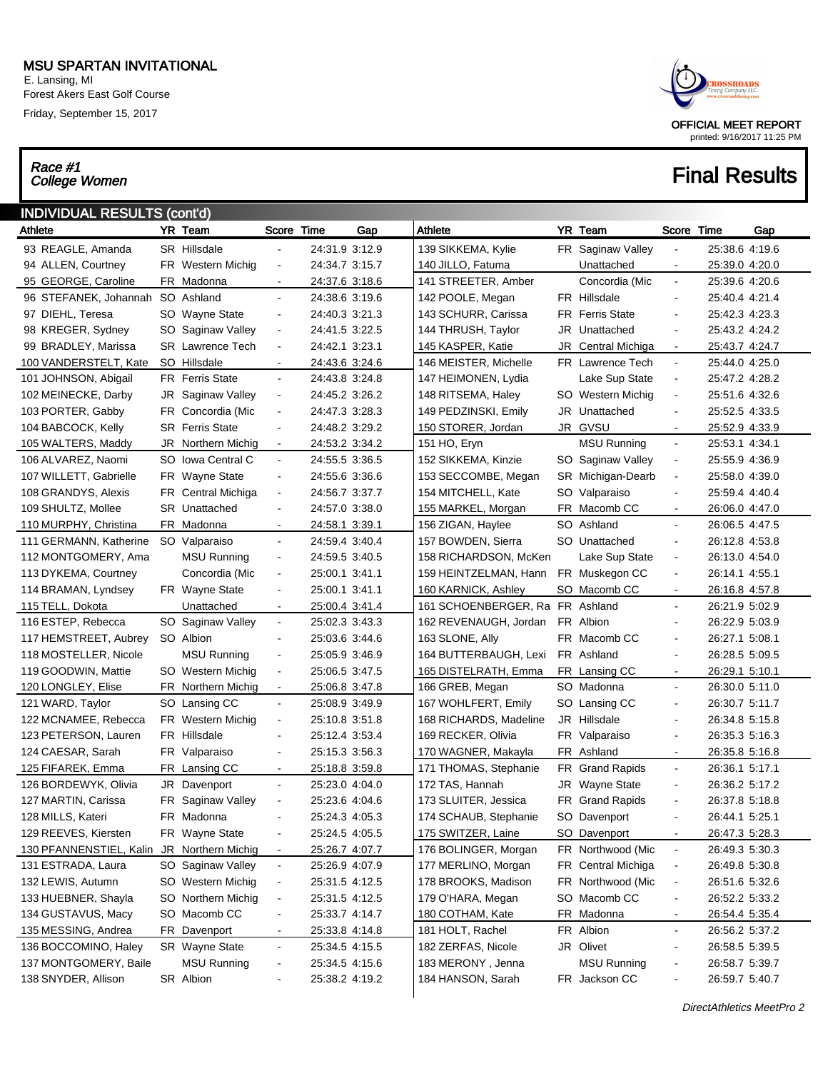# MSU SPARTAN INVITATIONAL

E. Lansing, MI
Forest Akers East Golf Course
Friday, September 15, 2017

OFFICIAL MEET REPORT
printed: 9/16/2017 11:25 PM

*Race #1*
*College Women*

## Final Results

### INDIVIDUAL RESULTS (cont'd)

| Athlete | YR | Team | Score | Time | Gap |
|---|---|---|---|---|---|
| 93 REAGLE, Amanda | SR | Hillsdale | - | 24:31.9 | 3:12.9 |
| 94 ALLEN, Courtney | FR | Western Michig | - | 24:34.7 | 3:15.7 |
| 95 GEORGE, Caroline | FR | Madonna | - | 24:37.6 | 3:18.6 |
| 96 STEFANEK, Johannah | SO | Ashland | - | 24:38.6 | 3:19.6 |
| 97 DIEHL, Teresa | SO | Wayne State | - | 24:40.3 | 3:21.3 |
| 98 KREGER, Sydney | SO | Saginaw Valley | - | 24:41.5 | 3:22.5 |
| 99 BRADLEY, Marissa | SR | Lawrence Tech | - | 24:42.1 | 3:23.1 |
| 100 VANDERSTELT, Kate | SO | Hillsdale | - | 24:43.6 | 3:24.6 |
| 101 JOHNSON, Abigail | FR | Ferris State | - | 24:43.8 | 3:24.8 |
| 102 MEINECKE, Darby | JR | Saginaw Valley | - | 24:45.2 | 3:26.2 |
| 103 PORTER, Gabby | FR | Concordia (Mic | - | 24:47.3 | 3:28.3 |
| 104 BABCOCK, Kelly | SR | Ferris State | - | 24:48.2 | 3:29.2 |
| 105 WALTERS, Maddy | JR | Northern Michig | - | 24:53.2 | 3:34.2 |
| 106 ALVAREZ, Naomi | SO | Iowa Central C | - | 24:55.5 | 3:36.5 |
| 107 WILLETT, Gabrielle | FR | Wayne State | - | 24:55.6 | 3:36.6 |
| 108 GRANDYS, Alexis | FR | Central Michiga | - | 24:56.7 | 3:37.7 |
| 109 SHULTZ, Mollee | SR | Unattached | - | 24:57.0 | 3:38.0 |
| 110 MURPHY, Christina | FR | Madonna | - | 24:58.1 | 3:39.1 |
| 111 GERMANN, Katherine | SO | Valparaiso | - | 24:59.4 | 3:40.4 |
| 112 MONTGOMERY, Ama | | MSU Running | - | 24:59.5 | 3:40.5 |
| 113 DYKEMA, Courtney | | Concordia (Mic | - | 25:00.1 | 3:41.1 |
| 114 BRAMAN, Lyndsey | FR | Wayne State | - | 25:00.1 | 3:41.1 |
| 115 TELL, Dokota | | Unattached | - | 25:00.4 | 3:41.4 |
| 116 ESTEP, Rebecca | SO | Saginaw Valley | - | 25:02.3 | 3:43.3 |
| 117 HEMSTREET, Aubrey | SO | Albion | - | 25:03.6 | 3:44.6 |
| 118 MOSTELLER, Nicole | | MSU Running | - | 25:05.9 | 3:46.9 |
| 119 GOODWIN, Mattie | SO | Western Michig | - | 25:06.5 | 3:47.5 |
| 120 LONGLEY, Elise | FR | Northern Michig | - | 25:06.8 | 3:47.8 |
| 121 WARD, Taylor | SO | Lansing CC | - | 25:08.9 | 3:49.9 |
| 122 MCNAMEE, Rebecca | FR | Western Michig | - | 25:10.8 | 3:51.8 |
| 123 PETERSON, Lauren | FR | Hillsdale | - | 25:12.4 | 3:53.4 |
| 124 CAESAR, Sarah | FR | Valparaiso | - | 25:15.3 | 3:56.3 |
| 125 FIFAREK, Emma | FR | Lansing CC | - | 25:18.8 | 3:59.8 |
| 126 BORDEWYK, Olivia | JR | Davenport | - | 25:23.0 | 4:04.0 |
| 127 MARTIN, Carissa | FR | Saginaw Valley | - | 25:23.6 | 4:04.6 |
| 128 MILLS, Kateri | FR | Madonna | - | 25:24.3 | 4:05.3 |
| 129 REEVES, Kiersten | FR | Wayne State | - | 25:24.5 | 4:05.5 |
| 130 PFANNENSTIEL, Kalin | JR | Northern Michig | - | 25:26.7 | 4:07.7 |
| 131 ESTRADA, Laura | SO | Saginaw Valley | - | 25:26.9 | 4:07.9 |
| 132 LEWIS, Autumn | SO | Western Michig | - | 25:31.5 | 4:12.5 |
| 133 HUEBNER, Shayla | SO | Northern Michig | - | 25:31.5 | 4:12.5 |
| 134 GUSTAVUS, Macy | SO | Macomb CC | - | 25:33.7 | 4:14.7 |
| 135 MESSING, Andrea | FR | Davenport | - | 25:33.8 | 4:14.8 |
| 136 BOCCOMINO, Haley | SR | Wayne State | - | 25:34.5 | 4:15.5 |
| 137 MONTGOMERY, Baile | | MSU Running | - | 25:34.5 | 4:15.6 |
| 138 SNYDER, Allison | SR | Albion | - | 25:38.2 | 4:19.2 |
| 139 SIKKEMA, Kylie | FR | Saginaw Valley | - | 25:38.6 | 4:19.6 |
| 140 JILLO, Fatuma | | Unattached | - | 25:39.0 | 4:20.0 |
| 141 STREETER, Amber | | Concordia (Mic | - | 25:39.6 | 4:20.6 |
| 142 POOLE, Megan | FR | Hillsdale | - | 25:40.4 | 4:21.4 |
| 143 SCHURR, Carissa | FR | Ferris State | - | 25:42.3 | 4:23.3 |
| 144 THRUSH, Taylor | JR | Unattached | - | 25:43.2 | 4:24.2 |
| 145 KASPER, Katie | JR | Central Michiga | - | 25:43.7 | 4:24.7 |
| 146 MEISTER, Michelle | FR | Lawrence Tech | - | 25:44.0 | 4:25.0 |
| 147 HEIMONEN, Lydia | | Lake Sup State | - | 25:47.2 | 4:28.2 |
| 148 RITSEMA, Haley | SO | Western Michig | - | 25:51.6 | 4:32.6 |
| 149 PEDZINSKI, Emily | JR | Unattached | - | 25:52.5 | 4:33.5 |
| 150 STORER, Jordan | JR | GVSU | - | 25:52.9 | 4:33.9 |
| 151 HO, Eryn | | MSU Running | - | 25:53.1 | 4:34.1 |
| 152 SIKKEMA, Kinzie | SO | Saginaw Valley | - | 25:55.9 | 4:36.9 |
| 153 SECCOMBE, Megan | SR | Michigan-Dearb | - | 25:58.0 | 4:39.0 |
| 154 MITCHELL, Kate | SO | Valparaiso | - | 25:59.4 | 4:40.4 |
| 155 MARKEL, Morgan | FR | Macomb CC | - | 26:06.0 | 4:47.0 |
| 156 ZIGAN, Haylee | SO | Ashland | - | 26:06.5 | 4:47.5 |
| 157 BOWDEN, Sierra | SO | Unattached | - | 26:12.8 | 4:53.8 |
| 158 RICHARDSON, McKen | | Lake Sup State | - | 26:13.0 | 4:54.0 |
| 159 HEINTZELMAN, Hann | FR | Muskegon CC | - | 26:14.1 | 4:55.1 |
| 160 KARNICK, Ashley | SO | Macomb CC | - | 26:16.8 | 4:57.8 |
| 161 SCHOENBERGER, Ra | FR | Ashland | - | 26:21.9 | 5:02.9 |
| 162 REVENAUGH, Jordan | FR | Albion | - | 26:22.9 | 5:03.9 |
| 163 SLONE, Ally | FR | Macomb CC | - | 26:27.1 | 5:08.1 |
| 164 BUTTERBAUGH, Lexi | FR | Ashland | - | 26:28.5 | 5:09.5 |
| 165 DISTELRATH, Emma | FR | Lansing CC | - | 26:29.1 | 5:10.1 |
| 166 GREB, Megan | SO | Madonna | - | 26:30.0 | 5:11.0 |
| 167 WOHLFERT, Emily | SO | Lansing CC | - | 26:30.7 | 5:11.7 |
| 168 RICHARDS, Madeline | JR | Hillsdale | - | 26:34.8 | 5:15.8 |
| 169 RECKER, Olivia | FR | Valparaiso | - | 26:35.3 | 5:16.3 |
| 170 WAGNER, Makayla | FR | Ashland | - | 26:35.8 | 5:16.8 |
| 171 THOMAS, Stephanie | FR | Grand Rapids | - | 26:36.1 | 5:17.1 |
| 172 TAS, Hannah | JR | Wayne State | - | 26:36.2 | 5:17.2 |
| 173 SLUITER, Jessica | FR | Grand Rapids | - | 26:37.8 | 5:18.8 |
| 174 SCHAUB, Stephanie | SO | Davenport | - | 26:44.1 | 5:25.1 |
| 175 SWITZER, Laine | SO | Davenport | - | 26:47.3 | 5:28.3 |
| 176 BOLINGER, Morgan | FR | Northwood (Mic | - | 26:49.3 | 5:30.3 |
| 177 MERLINO, Morgan | FR | Central Michiga | - | 26:49.8 | 5:30.8 |
| 178 BROOKS, Madison | FR | Northwood (Mic | - | 26:51.6 | 5:32.6 |
| 179 O'HARA, Megan | SO | Macomb CC | - | 26:52.2 | 5:33.2 |
| 180 COTHAM, Kate | FR | Madonna | - | 26:54.4 | 5:35.4 |
| 181 HOLT, Rachel | FR | Albion | - | 26:56.2 | 5:37.2 |
| 182 ZERFAS, Nicole | JR | Olivet | - | 26:58.5 | 5:39.5 |
| 183 MERONY , Jenna | | MSU Running | - | 26:58.7 | 5:39.7 |
| 184 HANSON, Sarah | FR | Jackson CC | - | 26:59.7 | 5:40.7 |

*DirectAthletics MeetPro 2*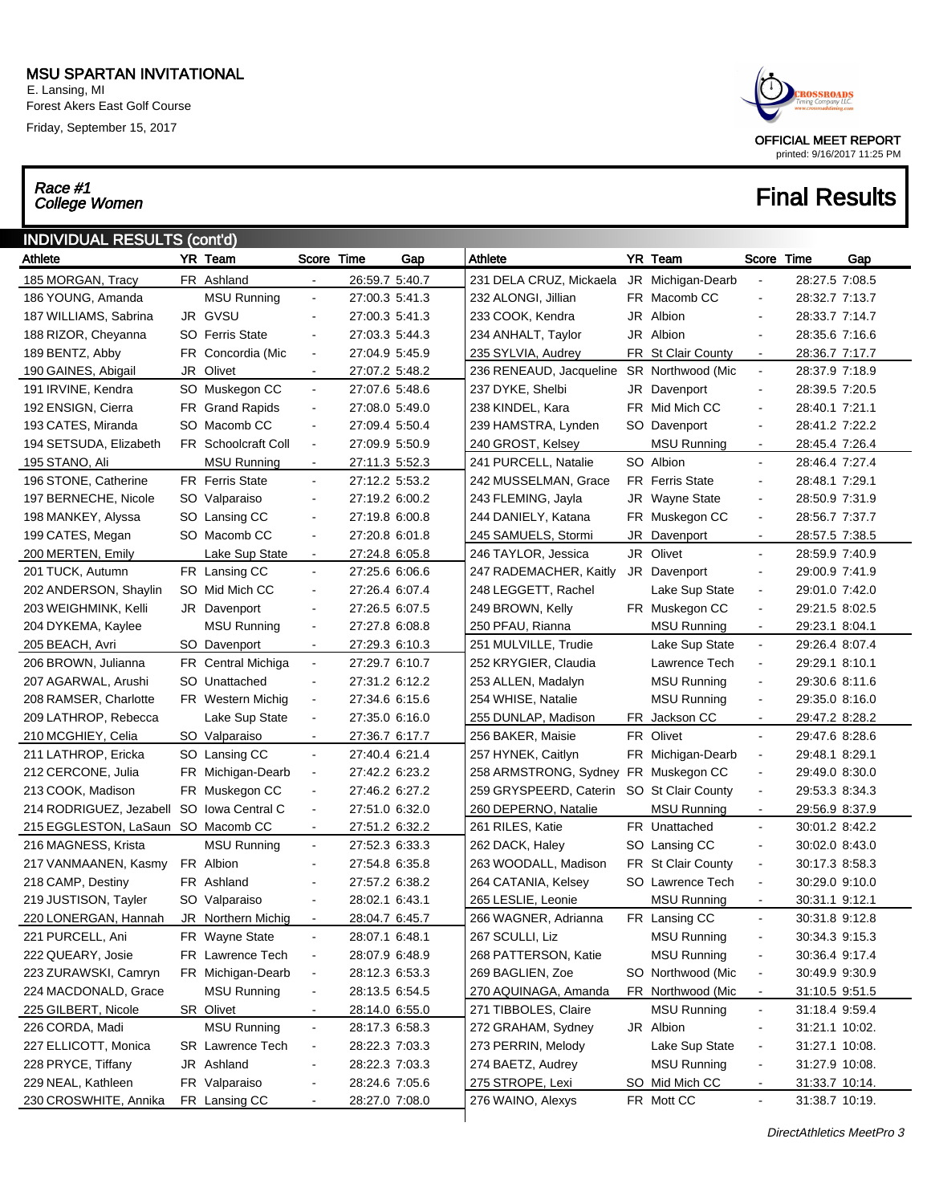# MSU SPARTAN INVITATIONAL

E. Lansing, MI
Forest Akers East Golf Course
Friday, September 15, 2017

OFFICIAL MEET REPORT
printed: 9/16/2017 11:25 PM

*Race #1*
*College Women*

## Final Results

### INDIVIDUAL RESULTS (cont'd)

| Athlete | YR | Team | Score | Time | Gap |
|---|---|---|---|---|---|
| 185 MORGAN, Tracy | FR | Ashland | - | 26:59.7 | 5:40.7 |
| 186 YOUNG, Amanda | | MSU Running | - | 27:00.3 | 5:41.3 |
| 187 WILLIAMS, Sabrina | JR | GVSU | - | 27:00.3 | 5:41.3 |
| 188 RIZOR, Cheyanna | SO | Ferris State | - | 27:03.3 | 5:44.3 |
| 189 BENTZ, Abby | FR | Concordia (Mic | - | 27:04.9 | 5:45.9 |
| 190 GAINES, Abigail | JR | Olivet | - | 27:07.2 | 5:48.2 |
| 191 IRVINE, Kendra | SO | Muskegon CC | - | 27:07.6 | 5:48.6 |
| 192 ENSIGN, Cierra | FR | Grand Rapids | - | 27:08.0 | 5:49.0 |
| 193 CATES, Miranda | SO | Macomb CC | - | 27:09.4 | 5:50.4 |
| 194 SETSUDA, Elizabeth | FR | Schoolcraft Coll | - | 27:09.9 | 5:50.9 |
| 195 STANO, Ali | | MSU Running | - | 27:11.3 | 5:52.3 |
| 196 STONE, Catherine | FR | Ferris State | - | 27:12.2 | 5:53.2 |
| 197 BERNECHE, Nicole | SO | Valparaiso | - | 27:19.2 | 6:00.2 |
| 198 MANKEY, Alyssa | SO | Lansing CC | - | 27:19.8 | 6:00.8 |
| 199 CATES, Megan | SO | Macomb CC | - | 27:20.8 | 6:01.8 |
| 200 MERTEN, Emily | | Lake Sup State | - | 27:24.8 | 6:05.8 |
| 201 TUCK, Autumn | FR | Lansing CC | - | 27:25.6 | 6:06.6 |
| 202 ANDERSON, Shaylin | SO | Mid Mich CC | - | 27:26.4 | 6:07.4 |
| 203 WEIGHMINK, Kelli | JR | Davenport | - | 27:26.5 | 6:07.5 |
| 204 DYKEMA, Kaylee | | MSU Running | - | 27:27.8 | 6:08.8 |
| 205 BEACH, Avri | SO | Davenport | - | 27:29.3 | 6:10.3 |
| 206 BROWN, Julianna | FR | Central Michiga | - | 27:29.7 | 6:10.7 |
| 207 AGARWAL, Arushi | SO | Unattached | - | 27:31.2 | 6:12.2 |
| 208 RAMSER, Charlotte | FR | Western Michig | - | 27:34.6 | 6:15.6 |
| 209 LATHROP, Rebecca | | Lake Sup State | - | 27:35.0 | 6:16.0 |
| 210 MCGHIEY, Celia | SO | Valparaiso | - | 27:36.7 | 6:17.7 |
| 211 LATHROP, Ericka | SO | Lansing CC | - | 27:40.4 | 6:21.4 |
| 212 CERCONE, Julia | FR | Michigan-Dearb | - | 27:42.2 | 6:23.2 |
| 213 COOK, Madison | FR | Muskegon CC | - | 27:46.2 | 6:27.2 |
| 214 RODRIGUEZ, Jezabell | SO | Iowa Central C | - | 27:51.0 | 6:32.0 |
| 215 EGGLESTON, LaSaun | SO | Macomb CC | - | 27:51.2 | 6:32.2 |
| 216 MAGNESS, Krista | | MSU Running | - | 27:52.3 | 6:33.3 |
| 217 VANMAANEN, Kasmy | FR | Albion | - | 27:54.8 | 6:35.8 |
| 218 CAMP, Destiny | FR | Ashland | - | 27:57.2 | 6:38.2 |
| 219 JUSTISON, Tayler | SO | Valparaiso | - | 28:02.1 | 6:43.1 |
| 220 LONERGAN, Hannah | JR | Northern Michig | - | 28:04.7 | 6:45.7 |
| 221 PURCELL, Ani | FR | Wayne State | - | 28:07.1 | 6:48.1 |
| 222 QUEARY, Josie | FR | Lawrence Tech | - | 28:07.9 | 6:48.9 |
| 223 ZURAWSKI, Camryn | FR | Michigan-Dearb | - | 28:12.3 | 6:53.3 |
| 224 MACDONALD, Grace | | MSU Running | - | 28:13.5 | 6:54.5 |
| 225 GILBERT, Nicole | SR | Olivet | - | 28:14.0 | 6:55.0 |
| 226 CORDA, Madi | | MSU Running | - | 28:17.3 | 6:58.3 |
| 227 ELLICOTT, Monica | SR | Lawrence Tech | - | 28:22.3 | 7:03.3 |
| 228 PRYCE, Tiffany | JR | Ashland | - | 28:22.3 | 7:03.3 |
| 229 NEAL, Kathleen | FR | Valparaiso | - | 28:24.6 | 7:05.6 |
| 230 CROSWHITE, Annika | FR | Lansing CC | - | 28:27.0 | 7:08.0 |
| 231 DELA CRUZ, Mickaela | JR | Michigan-Dearb | - | 28:27.5 | 7:08.5 |
| 232 ALONGI, Jillian | FR | Macomb CC | - | 28:32.7 | 7:13.7 |
| 233 COOK, Kendra | JR | Albion | - | 28:33.7 | 7:14.7 |
| 234 ANHALT, Taylor | JR | Albion | - | 28:35.6 | 7:16.6 |
| 235 SYLVIA, Audrey | FR | St Clair County | - | 28:36.7 | 7:17.7 |
| 236 RENEAUD, Jacqueline | SR | Northwood (Mic | - | 28:37.9 | 7:18.9 |
| 237 DYKE, Shelbi | JR | Davenport | - | 28:39.5 | 7:20.5 |
| 238 KINDEL, Kara | FR | Mid Mich CC | - | 28:40.1 | 7:21.1 |
| 239 HAMSTRA, Lynden | SO | Davenport | - | 28:41.2 | 7:22.2 |
| 240 GROST, Kelsey | | MSU Running | - | 28:45.4 | 7:26.4 |
| 241 PURCELL, Natalie | SO | Albion | - | 28:46.4 | 7:27.4 |
| 242 MUSSELMAN, Grace | FR | Ferris State | - | 28:48.1 | 7:29.1 |
| 243 FLEMING, Jayla | JR | Wayne State | - | 28:50.9 | 7:31.9 |
| 244 DANIELY, Katana | FR | Muskegon CC | - | 28:56.7 | 7:37.7 |
| 245 SAMUELS, Stormi | JR | Davenport | - | 28:57.5 | 7:38.5 |
| 246 TAYLOR, Jessica | JR | Olivet | - | 28:59.9 | 7:40.9 |
| 247 RADEMACHER, Kaitly | JR | Davenport | - | 29:00.9 | 7:41.9 |
| 248 LEGGETT, Rachel | | Lake Sup State | - | 29:01.0 | 7:42.0 |
| 249 BROWN, Kelly | FR | Muskegon CC | - | 29:21.5 | 8:02.5 |
| 250 PFAU, Rianna | | MSU Running | - | 29:23.1 | 8:04.1 |
| 251 MULVILLE, Trudie | | Lake Sup State | - | 29:26.4 | 8:07.4 |
| 252 KRYGIER, Claudia | | Lawrence Tech | - | 29:29.1 | 8:10.1 |
| 253 ALLEN, Madalyn | | MSU Running | - | 29:30.6 | 8:11.6 |
| 254 WHISE, Natalie | | MSU Running | - | 29:35.0 | 8:16.0 |
| 255 DUNLAP, Madison | FR | Jackson CC | - | 29:47.2 | 8:28.2 |
| 256 BAKER, Maisie | FR | Olivet | - | 29:47.6 | 8:28.6 |
| 257 HYNEK, Caitlyn | FR | Michigan-Dearb | - | 29:48.1 | 8:29.1 |
| 258 ARMSTRONG, Sydney | FR | Muskegon CC | - | 29:49.0 | 8:30.0 |
| 259 GRYSPEERD, Caterin | SO | St Clair County | - | 29:53.3 | 8:34.3 |
| 260 DEPERNO, Natalie | | MSU Running | - | 29:56.9 | 8:37.9 |
| 261 RILES, Katie | FR | Unattached | - | 30:01.2 | 8:42.2 |
| 262 DACK, Haley | SO | Lansing CC | - | 30:02.0 | 8:43.0 |
| 263 WOODALL, Madison | FR | St Clair County | - | 30:17.3 | 8:58.3 |
| 264 CATANIA, Kelsey | SO | Lawrence Tech | - | 30:29.0 | 9:10.0 |
| 265 LESLIE, Leonie | | MSU Running | - | 30:31.1 | 9:12.1 |
| 266 WAGNER, Adrianna | FR | Lansing CC | - | 30:31.8 | 9:12.8 |
| 267 SCULLI, Liz | | MSU Running | - | 30:34.3 | 9:15.3 |
| 268 PATTERSON, Katie | | MSU Running | - | 30:36.4 | 9:17.4 |
| 269 BAGLIEN, Zoe | SO | Northwood (Mic | - | 30:49.9 | 9:30.9 |
| 270 AQUINAGA, Amanda | FR | Northwood (Mic | - | 31:10.5 | 9:51.5 |
| 271 TIBBOLES, Claire | | MSU Running | - | 31:18.4 | 9:59.4 |
| 272 GRAHAM, Sydney | JR | Albion | - | 31:21.1 | 10:02. |
| 273 PERRIN, Melody | | Lake Sup State | - | 31:27.1 | 10:08. |
| 274 BAETZ, Audrey | | MSU Running | - | 31:27.9 | 10:08. |
| 275 STROPE, Lexi | SO | Mid Mich CC | - | 31:33.7 | 10:14. |
| 276 WAINO, Alexys | FR | Mott CC | - | 31:38.7 | 10:19. |

DirectAthletics MeetPro 3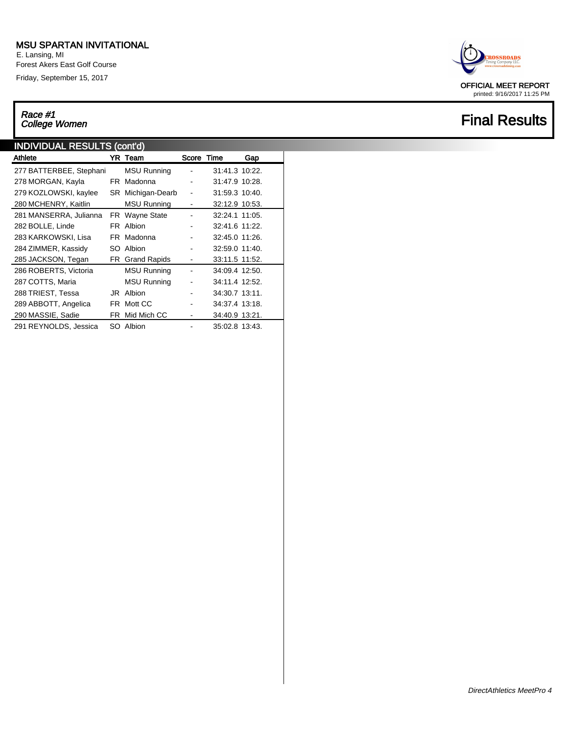# MSU SPARTAN INVITATIONAL

E. Lansing, MI
Forest Akers East Golf Course
Friday, September 15, 2017

OFFICIAL MEET REPORT
printed: 9/16/2017 11:25 PM

## *Race #1 College Women*

## Final Results

### INDIVIDUAL RESULTS (cont'd)

| Athlete | YR | Team | Score | Time | Gap |
|---|---|---|---|---|---|
| 277 BATTERBEE, Stephani | | MSU Running | - | 31:41.3 | 10:22. |
| 278 MORGAN, Kayla | FR | Madonna | - | 31:47.9 | 10:28. |
| 279 KOZLOWSKI, kaylee | SR | Michigan-Dearb | - | 31:59.3 | 10:40. |
| 280 MCHENRY, Kaitlin | | MSU Running | - | 32:12.9 | 10:53. |
| 281 MANSERRA, Julianna | FR | Wayne State | - | 32:24.1 | 11:05. |
| 282 BOLLE, Linde | FR | Albion | - | 32:41.6 | 11:22. |
| 283 KARKOWSKI, Lisa | FR | Madonna | - | 32:45.0 | 11:26. |
| 284 ZIMMER, Kassidy | SO | Albion | - | 32:59.0 | 11:40. |
| 285 JACKSON, Tegan | FR | Grand Rapids | - | 33:11.5 | 11:52. |
| 286 ROBERTS, Victoria | | MSU Running | - | 34:09.4 | 12:50. |
| 287 COTTS, Maria | | MSU Running | - | 34:11.4 | 12:52. |
| 288 TRIEST, Tessa | JR | Albion | - | 34:30.7 | 13:11. |
| 289 ABBOTT, Angelica | FR | Mott CC | - | 34:37.4 | 13:18. |
| 290 MASSIE, Sadie | FR | Mid Mich CC | - | 34:40.9 | 13:21. |
| 291 REYNOLDS, Jessica | SO | Albion | - | 35:02.8 | 13:43. |

*DirectAthletics MeetPro 4*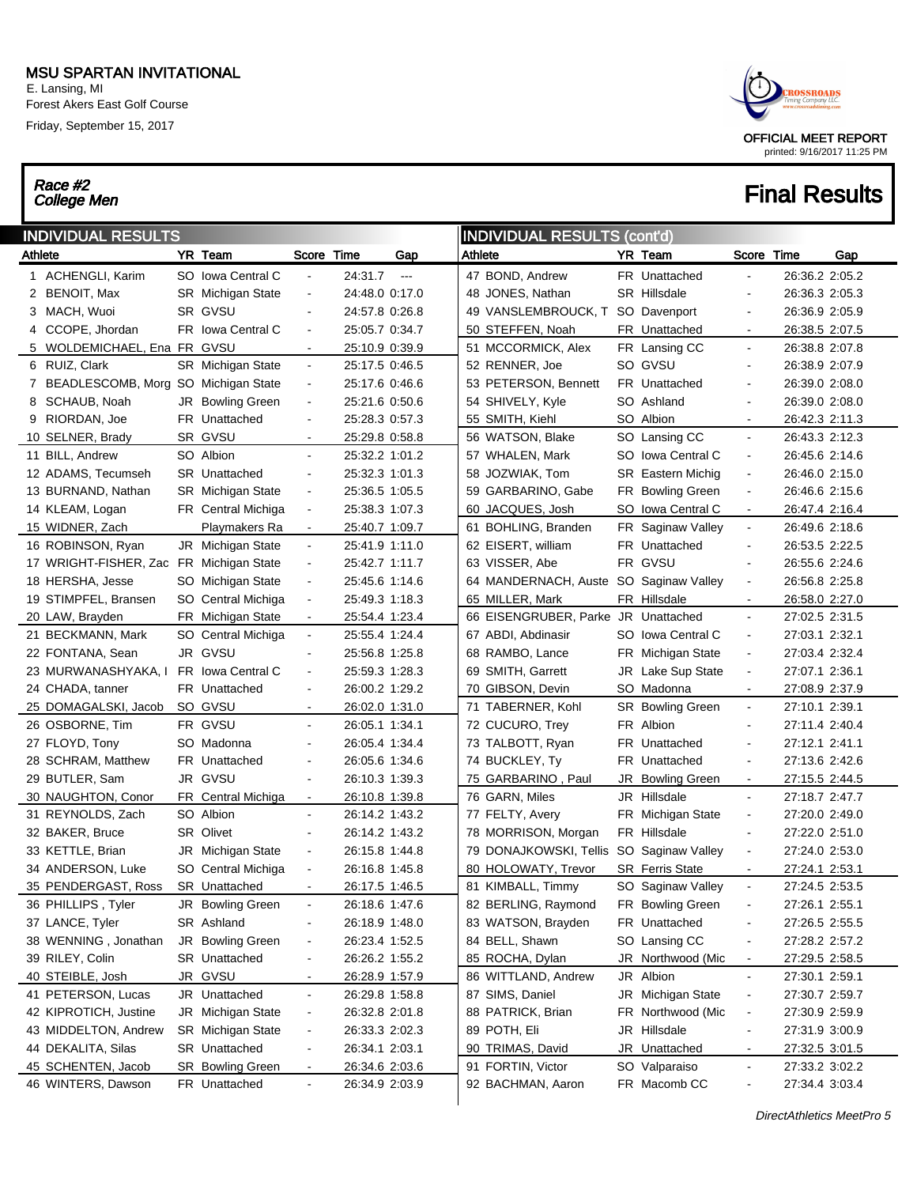# MSU SPARTAN INVITATIONAL

E. Lansing, MI
Forest Akers East Golf Course
Friday, September 15, 2017

OFFICIAL MEET REPORT
printed: 9/16/2017 11:25 PM

## *Race #2 College Men*

## Final Results

### INDIVIDUAL RESULTS

| | Athlete | YR | Team | Score | Time | Gap |
|---|---|---|---|---|---|---|
| 1 | ACHENGLI, Karim | SO | Iowa Central C | - | 24:31.7 | --- |
| 2 | BENOIT, Max | SR | Michigan State | - | 24:48.0 | 0:17.0 |
| 3 | MACH, Wuoi | SR | GVSU | - | 24:57.8 | 0:26.8 |
| 4 | CCOPE, Jhordan | FR | Iowa Central C | - | 25:05.7 | 0:34.7 |
| 5 | WOLDEMICHAEL, Ena | FR | GVSU | - | 25:10.9 | 0:39.9 |
| 6 | RUIZ, Clark | SR | Michigan State | - | 25:17.5 | 0:46.5 |
| 7 | BEADLESCOMB, Morg | SO | Michigan State | - | 25:17.6 | 0:46.6 |
| 8 | SCHAUB, Noah | JR | Bowling Green | - | 25:21.6 | 0:50.6 |
| 9 | RIORDAN, Joe | FR | Unattached | - | 25:28.3 | 0:57.3 |
| 10 | SELNER, Brady | SR | GVSU | - | 25:29.8 | 0:58.8 |
| 11 | BILL, Andrew | SO | Albion | - | 25:32.2 | 1:01.2 |
| 12 | ADAMS, Tecumseh | SR | Unattached | - | 25:32.3 | 1:01.3 |
| 13 | BURNAND, Nathan | SR | Michigan State | - | 25:36.5 | 1:05.5 |
| 14 | KLEAM, Logan | FR | Central Michiga | - | 25:38.3 | 1:07.3 |
| 15 | WIDNER, Zach | | Playmakers Ra | - | 25:40.7 | 1:09.7 |
| 16 | ROBINSON, Ryan | JR | Michigan State | - | 25:41.9 | 1:11.0 |
| 17 | WRIGHT-FISHER, Zac | FR | Michigan State | - | 25:42.7 | 1:11.7 |
| 18 | HERSHA, Jesse | SO | Michigan State | - | 25:45.6 | 1:14.6 |
| 19 | STIMPFEL, Bransen | SO | Central Michiga | - | 25:49.3 | 1:18.3 |
| 20 | LAW, Brayden | FR | Michigan State | - | 25:54.4 | 1:23.4 |
| 21 | BECKMANN, Mark | SO | Central Michiga | - | 25:55.4 | 1:24.4 |
| 22 | FONTANA, Sean | JR | GVSU | - | 25:56.8 | 1:25.8 |
| 23 | MURWANASHYAKA, I | FR | Iowa Central C | - | 25:59.3 | 1:28.3 |
| 24 | CHADA, tanner | FR | Unattached | - | 26:00.2 | 1:29.2 |
| 25 | DOMAGALSKI, Jacob | SO | GVSU | - | 26:02.0 | 1:31.0 |
| 26 | OSBORNE, Tim | FR | GVSU | - | 26:05.1 | 1:34.1 |
| 27 | FLOYD, Tony | SO | Madonna | - | 26:05.4 | 1:34.4 |
| 28 | SCHRAM, Matthew | FR | Unattached | - | 26:05.6 | 1:34.6 |
| 29 | BUTLER, Sam | JR | GVSU | - | 26:10.3 | 1:39.3 |
| 30 | NAUGHTON, Conor | FR | Central Michiga | - | 26:10.8 | 1:39.8 |
| 31 | REYNOLDS, Zach | SO | Albion | - | 26:14.2 | 1:43.2 |
| 32 | BAKER, Bruce | SR | Olivet | - | 26:14.2 | 1:43.2 |
| 33 | KETTLE, Brian | JR | Michigan State | - | 26:15.8 | 1:44.8 |
| 34 | ANDERSON, Luke | SO | Central Michiga | - | 26:16.8 | 1:45.8 |
| 35 | PENDERGAST, Ross | SR | Unattached | - | 26:17.5 | 1:46.5 |
| 36 | PHILLIPS , Tyler | JR | Bowling Green | - | 26:18.6 | 1:47.6 |
| 37 | LANCE, Tyler | SR | Ashland | - | 26:18.9 | 1:48.0 |
| 38 | WENNING , Jonathan | JR | Bowling Green | - | 26:23.4 | 1:52.5 |
| 39 | RILEY, Colin | SR | Unattached | - | 26:26.2 | 1:55.2 |
| 40 | STEIBLE, Josh | JR | GVSU | - | 26:28.9 | 1:57.9 |
| 41 | PETERSON, Lucas | JR | Unattached | - | 26:29.8 | 1:58.8 |
| 42 | KIPROTICH, Justine | JR | Michigan State | - | 26:32.8 | 2:01.8 |
| 43 | MIDDELTON, Andrew | SR | Michigan State | - | 26:33.3 | 2:02.3 |
| 44 | DEKALITA, Silas | SR | Unattached | - | 26:34.1 | 2:03.1 |
| 45 | SCHENTEN, Jacob | SR | Bowling Green | - | 26:34.6 | 2:03.6 |
| 46 | WINTERS, Dawson | FR | Unattached | - | 26:34.9 | 2:03.9 |
| 47 | BOND, Andrew | FR | Unattached | - | 26:36.2 | 2:05.2 |
| 48 | JONES, Nathan | SR | Hillsdale | - | 26:36.3 | 2:05.3 |
| 49 | VANSLEMBROUCK, T | SO | Davenport | - | 26:36.9 | 2:05.9 |
| 50 | STEFFEN, Noah | FR | Unattached | - | 26:38.5 | 2:07.5 |
| 51 | MCCORMICK, Alex | FR | Lansing CC | - | 26:38.8 | 2:07.8 |
| 52 | RENNER, Joe | SO | GVSU | - | 26:38.9 | 2:07.9 |
| 53 | PETERSON, Bennett | FR | Unattached | - | 26:39.0 | 2:08.0 |
| 54 | SHIVELY, Kyle | SO | Ashland | - | 26:39.0 | 2:08.0 |
| 55 | SMITH, Kiehl | SO | Albion | - | 26:42.3 | 2:11.3 |
| 56 | WATSON, Blake | SO | Lansing CC | - | 26:43.3 | 2:12.3 |
| 57 | WHALEN, Mark | SO | Iowa Central C | - | 26:45.6 | 2:14.6 |
| 58 | JOZWIAK, Tom | SR | Eastern Michig | - | 26:46.0 | 2:15.0 |
| 59 | GARBARINO, Gabe | FR | Bowling Green | - | 26:46.6 | 2:15.6 |
| 60 | JACQUES, Josh | SO | Iowa Central C | - | 26:47.4 | 2:16.4 |
| 61 | BOHLING, Branden | FR | Saginaw Valley | - | 26:49.6 | 2:18.6 |
| 62 | EISERT, william | FR | Unattached | - | 26:53.5 | 2:22.5 |
| 63 | VISSER, Abe | FR | GVSU | - | 26:55.6 | 2:24.6 |
| 64 | MANDERNACH, Auste | SO | Saginaw Valley | - | 26:56.8 | 2:25.8 |
| 65 | MILLER, Mark | FR | Hillsdale | - | 26:58.0 | 2:27.0 |
| 66 | EISENGRUBER, Parke | JR | Unattached | - | 27:02.5 | 2:31.5 |
| 67 | ABDI, Abdinasir | SO | Iowa Central C | - | 27:03.1 | 2:32.1 |
| 68 | RAMBO, Lance | FR | Michigan State | - | 27:03.4 | 2:32.4 |
| 69 | SMITH, Garrett | JR | Lake Sup State | - | 27:07.1 | 2:36.1 |
| 70 | GIBSON, Devin | SO | Madonna | - | 27:08.9 | 2:37.9 |
| 71 | TABERNER, Kohl | SR | Bowling Green | - | 27:10.1 | 2:39.1 |
| 72 | CUCURO, Trey | FR | Albion | - | 27:11.4 | 2:40.4 |
| 73 | TALBOTT, Ryan | FR | Unattached | - | 27:12.1 | 2:41.1 |
| 74 | BUCKLEY, Ty | FR | Unattached | - | 27:13.6 | 2:42.6 |
| 75 | GARBARINO , Paul | JR | Bowling Green | - | 27:15.5 | 2:44.5 |
| 76 | GARN, Miles | JR | Hillsdale | - | 27:18.7 | 2:47.7 |
| 77 | FELTY, Avery | FR | Michigan State | - | 27:20.0 | 2:49.0 |
| 78 | MORRISON, Morgan | FR | Hillsdale | - | 27:22.0 | 2:51.0 |
| 79 | DONAJKOWSKI, Tellis | SO | Saginaw Valley | - | 27:24.0 | 2:53.0 |
| 80 | HOLOWATY, Trevor | SR | Ferris State | - | 27:24.1 | 2:53.1 |
| 81 | KIMBALL, Timmy | SO | Saginaw Valley | - | 27:24.5 | 2:53.5 |
| 82 | BERLING, Raymond | FR | Bowling Green | - | 27:26.1 | 2:55.1 |
| 83 | WATSON, Brayden | FR | Unattached | - | 27:26.5 | 2:55.5 |
| 84 | BELL, Shawn | SO | Lansing CC | - | 27:28.2 | 2:57.2 |
| 85 | ROCHA, Dylan | JR | Northwood (Mic | - | 27:29.5 | 2:58.5 |
| 86 | WITTLAND, Andrew | JR | Albion | - | 27:30.1 | 2:59.1 |
| 87 | SIMS, Daniel | JR | Michigan State | - | 27:30.7 | 2:59.7 |
| 88 | PATRICK, Brian | FR | Northwood (Mic | - | 27:30.9 | 2:59.9 |
| 89 | POTH, Eli | JR | Hillsdale | - | 27:31.9 | 3:00.9 |
| 90 | TRIMAS, David | JR | Unattached | - | 27:32.5 | 3:01.5 |
| 91 | FORTIN, Victor | SO | Valparaiso | - | 27:33.2 | 3:02.2 |
| 92 | BACHMAN, Aaron | FR | Macomb CC | - | 27:34.4 | 3:03.4 |

*DirectAthletics MeetPro 5*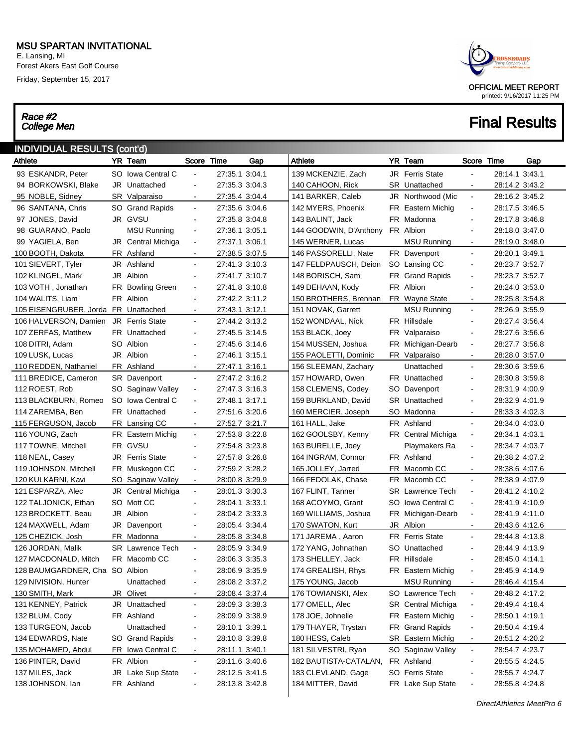# MSU SPARTAN INVITATIONAL

E. Lansing, MI
Forest Akers East Golf Course
Friday, September 15, 2017

OFFICIAL MEET REPORT
printed: 9/16/2017 11:25 PM

***Race #2***
***College Men***

## Final Results

### INDIVIDUAL RESULTS (cont'd)

| Athlete | YR | Team | Score | Time | Gap |
|---|---|---|---|---|---|
| 93 ESKANDR, Peter | SO | Iowa Central C | - | 27:35.1 | 3:04.1 |
| 94 BORKOWSKI, Blake | JR | Unattached | - | 27:35.3 | 3:04.3 |
| 95 NOBLE, Sidney | SR | Valparaiso | - | 27:35.4 | 3:04.4 |
| 96 SANTANA, Chris | SO | Grand Rapids | - | 27:35.6 | 3:04.6 |
| 97 JONES, David | JR | GVSU | - | 27:35.8 | 3:04.8 |
| 98 GUARANO, Paolo | | MSU Running | - | 27:36.1 | 3:05.1 |
| 99 YAGIELA, Ben | JR | Central Michiga | - | 27:37.1 | 3:06.1 |
| 100 BOOTH, Dakota | FR | Ashland | - | 27:38.5 | 3:07.5 |
| 101 SIEVERT, Tyler | JR | Ashland | - | 27:41.3 | 3:10.3 |
| 102 KLINGEL, Mark | JR | Albion | - | 27:41.7 | 3:10.7 |
| 103 VOTH , Jonathan | FR | Bowling Green | - | 27:41.8 | 3:10.8 |
| 104 WALITS, Liam | FR | Albion | - | 27:42.2 | 3:11.2 |
| 105 EISENGRUBER, Jorda | FR | Unattached | - | 27:43.1 | 3:12.1 |
| 106 HALVERSON, Damien | JR | Ferris State | - | 27:44.2 | 3:13.2 |
| 107 ZERFAS, Matthew | FR | Unattached | - | 27:45.5 | 3:14.5 |
| 108 DITRI, Adam | SO | Albion | - | 27:45.6 | 3:14.6 |
| 109 LUSK, Lucas | JR | Albion | - | 27:46.1 | 3:15.1 |
| 110 REDDEN, Nathaniel | FR | Ashland | - | 27:47.1 | 3:16.1 |
| 111 BREDICE, Cameron | SR | Davenport | - | 27:47.2 | 3:16.2 |
| 112 ROEST, Rob | SO | Saginaw Valley | - | 27:47.3 | 3:16.3 |
| 113 BLACKBURN, Romeo | SO | Iowa Central C | - | 27:48.1 | 3:17.1 |
| 114 ZAREMBA, Ben | FR | Unattached | - | 27:51.6 | 3:20.6 |
| 115 FERGUSON, Jacob | FR | Lansing CC | - | 27:52.7 | 3:21.7 |
| 116 YOUNG, Zach | FR | Eastern Michig | - | 27:53.8 | 3:22.8 |
| 117 TOWNE, Mitchell | FR | GVSU | - | 27:54.8 | 3:23.8 |
| 118 NEAL, Casey | JR | Ferris State | - | 27:57.8 | 3:26.8 |
| 119 JOHNSON, Mitchell | FR | Muskegon CC | - | 27:59.2 | 3:28.2 |
| 120 KULKARNI, Kavi | SO | Saginaw Valley | - | 28:00.8 | 3:29.9 |
| 121 ESPARZA, Alec | JR | Central Michiga | - | 28:01.3 | 3:30.3 |
| 122 TALJONICK, Ethan | SO | Mott CC | - | 28:04.1 | 3:33.1 |
| 123 BROCKETT, Beau | JR | Albion | - | 28:04.2 | 3:33.3 |
| 124 MAXWELL, Adam | JR | Davenport | - | 28:05.4 | 3:34.4 |
| 125 CHEZICK, Josh | FR | Madonna | - | 28:05.8 | 3:34.8 |
| 126 JORDAN, Malik | SR | Lawrence Tech | - | 28:05.9 | 3:34.9 |
| 127 MACDONALD, Mitch | FR | Macomb CC | - | 28:06.3 | 3:35.3 |
| 128 BAUMGARDNER, Cha | SO | Albion | - | 28:06.9 | 3:35.9 |
| 129 NIVISION, Hunter | | Unattached | - | 28:08.2 | 3:37.2 |
| 130 SMITH, Mark | JR | Olivet | - | 28:08.4 | 3:37.4 |
| 131 KENNEY, Patrick | JR | Unattached | - | 28:09.3 | 3:38.3 |
| 132 BLUM, Cody | FR | Ashland | - | 28:09.9 | 3:38.9 |
| 133 TURGEON, Jacob | | Unattached | - | 28:10.1 | 3:39.1 |
| 134 EDWARDS, Nate | SO | Grand Rapids | - | 28:10.8 | 3:39.8 |
| 135 MOHAMED, Abdul | FR | Iowa Central C | - | 28:11.1 | 3:40.1 |
| 136 PINTER, David | FR | Albion | - | 28:11.6 | 3:40.6 |
| 137 MILES, Jack | JR | Lake Sup State | - | 28:12.5 | 3:41.5 |
| 138 JOHNSON, Ian | FR | Ashland | - | 28:13.8 | 3:42.8 |
| 139 MCKENZIE, Zach | JR | Ferris State | - | 28:14.1 | 3:43.1 |
| 140 CAHOON, Rick | SR | Unattached | - | 28:14.2 | 3:43.2 |
| 141 BARKER, Caleb | JR | Northwood (Mic | - | 28:16.2 | 3:45.2 |
| 142 MYERS, Phoenix | FR | Eastern Michig | - | 28:17.5 | 3:46.5 |
| 143 BALINT, Jack | FR | Madonna | - | 28:17.8 | 3:46.8 |
| 144 GOODWIN, D'Anthony | FR | Albion | - | 28:18.0 | 3:47.0 |
| 145 WERNER, Lucas | | MSU Running | - | 28:19.0 | 3:48.0 |
| 146 PASSORELLI, Nate | FR | Davenport | - | 28:20.1 | 3:49.1 |
| 147 FELDPAUSCH, Deion | SO | Lansing CC | - | 28:23.7 | 3:52.7 |
| 148 BORISCH, Sam | FR | Grand Rapids | - | 28:23.7 | 3:52.7 |
| 149 DEHAAN, Kody | FR | Albion | - | 28:24.0 | 3:53.0 |
| 150 BROTHERS, Brennan | FR | Wayne State | - | 28:25.8 | 3:54.8 |
| 151 NOVAK, Garrett | | MSU Running | - | 28:26.9 | 3:55.9 |
| 152 WONDAAL, Nick | FR | Hillsdale | - | 28:27.4 | 3:56.4 |
| 153 BLACK, Joey | FR | Valparaiso | - | 28:27.6 | 3:56.6 |
| 154 MUSSEN, Joshua | FR | Michigan-Dearb | - | 28:27.7 | 3:56.8 |
| 155 PAOLETTI, Dominic | FR | Valparaiso | - | 28:28.0 | 3:57.0 |
| 156 SLEEMAN, Zachary | | Unattached | - | 28:30.6 | 3:59.6 |
| 157 HOWARD, Owen | FR | Unattached | - | 28:30.8 | 3:59.8 |
| 158 CLEMENS, Codey | SO | Davenport | - | 28:31.9 | 4:00.9 |
| 159 BURKLAND, David | SR | Unattached | - | 28:32.9 | 4:01.9 |
| 160 MERCIER, Joseph | SO | Madonna | - | 28:33.3 | 4:02.3 |
| 161 HALL, Jake | FR | Ashland | - | 28:34.0 | 4:03.0 |
| 162 GOOLSBY, Kenny | FR | Central Michiga | - | 28:34.1 | 4:03.1 |
| 163 BURELLE, Joey | | Playmakers Ra | - | 28:34.7 | 4:03.7 |
| 164 INGRAM, Connor | FR | Ashland | - | 28:38.2 | 4:07.2 |
| 165 JOLLEY, Jarred | FR | Macomb CC | - | 28:38.6 | 4:07.6 |
| 166 FEDOLAK, Chase | FR | Macomb CC | - | 28:38.9 | 4:07.9 |
| 167 FLINT, Tanner | SR | Lawrence Tech | - | 28:41.2 | 4:10.2 |
| 168 ACOYMO, Grant | SO | Iowa Central C | - | 28:41.9 | 4:10.9 |
| 169 WILLIAMS, Joshua | FR | Michigan-Dearb | - | 28:41.9 | 4:11.0 |
| 170 SWATON, Kurt | JR | Albion | - | 28:43.6 | 4:12.6 |
| 171 JAREMA , Aaron | FR | Ferris State | - | 28:44.8 | 4:13.8 |
| 172 YANG, Johnathan | SO | Unattached | - | 28:44.9 | 4:13.9 |
| 173 SHELLEY, Jack | FR | Hillsdale | - | 28:45.0 | 4:14.1 |
| 174 GREALISH, Rhys | FR | Eastern Michig | - | 28:45.9 | 4:14.9 |
| 175 YOUNG, Jacob | | MSU Running | - | 28:46.4 | 4:15.4 |
| 176 TOWIANSKI, Alex | SO | Lawrence Tech | - | 28:48.2 | 4:17.2 |
| 177 OMELL, Alec | SR | Central Michiga | - | 28:49.4 | 4:18.4 |
| 178 JOE, Johnelle | FR | Eastern Michig | - | 28:50.1 | 4:19.1 |
| 179 THAYER, Trystan | FR | Grand Rapids | - | 28:50.4 | 4:19.4 |
| 180 HESS, Caleb | SR | Eastern Michig | - | 28:51.2 | 4:20.2 |
| 181 SILVESTRI, Ryan | SO | Saginaw Valley | - | 28:54.7 | 4:23.7 |
| 182 BAUTISTA-CATALAN, | FR | Ashland | - | 28:55.5 | 4:24.5 |
| 183 CLEVLAND, Gage | SO | Ferris State | - | 28:55.7 | 4:24.7 |
| 184 MITTER, David | FR | Lake Sup State | - | 28:55.8 | 4:24.8 |

*DirectAthletics MeetPro 6*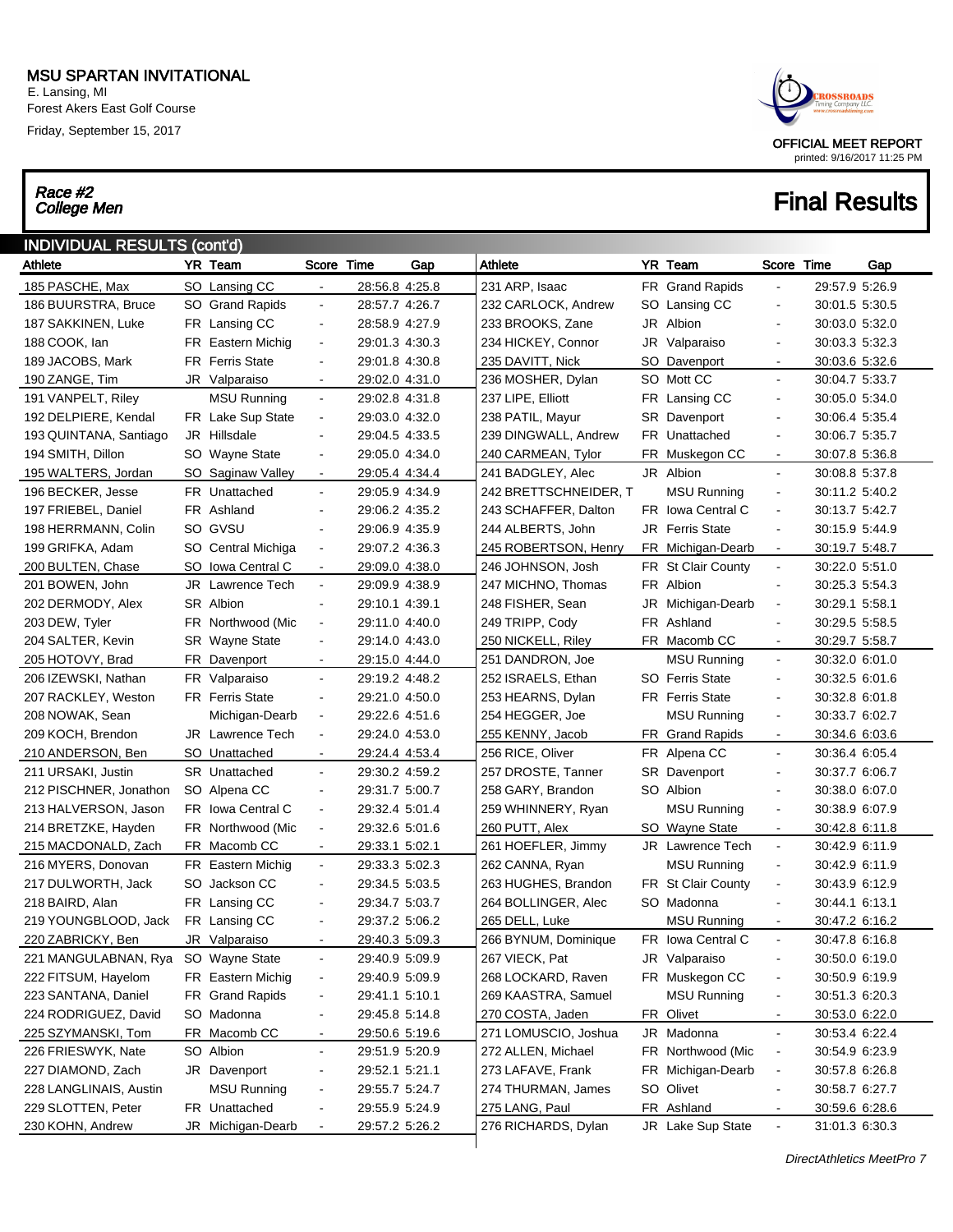# MSU SPARTAN INVITATIONAL

E. Lansing, MI
Forest Akers East Golf Course
Friday, September 15, 2017

OFFICIAL MEET REPORT
printed: 9/16/2017 11:25 PM

## Race #2 College Men

## Final Results

### INDIVIDUAL RESULTS (cont'd)

| Athlete | YR | Team | Score | Time | Gap |
|---|---|---|---|---|---|
| 185 PASCHE, Max | SO | Lansing CC | - | 28:56.8 | 4:25.8 |
| 186 BUURSTRA, Bruce | SO | Grand Rapids | - | 28:57.7 | 4:26.7 |
| 187 SAKKINEN, Luke | FR | Lansing CC | - | 28:58.9 | 4:27.9 |
| 188 COOK, Ian | FR | Eastern Michig | - | 29:01.3 | 4:30.3 |
| 189 JACOBS, Mark | FR | Ferris State | - | 29:01.8 | 4:30.8 |
| 190 ZANGE, Tim | JR | Valparaiso | - | 29:02.0 | 4:31.0 |
| 191 VANPELT, Riley | | MSU Running | - | 29:02.8 | 4:31.8 |
| 192 DELPIERE, Kendal | FR | Lake Sup State | - | 29:03.0 | 4:32.0 |
| 193 QUINTANA, Santiago | JR | Hillsdale | - | 29:04.5 | 4:33.5 |
| 194 SMITH, Dillon | SO | Wayne State | - | 29:05.0 | 4:34.0 |
| 195 WALTERS, Jordan | SO | Saginaw Valley | - | 29:05.4 | 4:34.4 |
| 196 BECKER, Jesse | FR | Unattached | - | 29:05.9 | 4:34.9 |
| 197 FRIEBEL, Daniel | FR | Ashland | - | 29:06.2 | 4:35.2 |
| 198 HERRMANN, Colin | SO | GVSU | - | 29:06.9 | 4:35.9 |
| 199 GRIFKA, Adam | SO | Central Michiga | - | 29:07.2 | 4:36.3 |
| 200 BULTEN, Chase | SO | Iowa Central C | - | 29:09.0 | 4:38.0 |
| 201 BOWEN, John | JR | Lawrence Tech | - | 29:09.9 | 4:38.9 |
| 202 DERMODY, Alex | SR | Albion | - | 29:10.1 | 4:39.1 |
| 203 DEW, Tyler | FR | Northwood (Mic | - | 29:11.0 | 4:40.0 |
| 204 SALTER, Kevin | SR | Wayne State | - | 29:14.0 | 4:43.0 |
| 205 HOTOVY, Brad | FR | Davenport | - | 29:15.0 | 4:44.0 |
| 206 IZEWSKI, Nathan | FR | Valparaiso | - | 29:19.2 | 4:48.2 |
| 207 RACKLEY, Weston | FR | Ferris State | - | 29:21.0 | 4:50.0 |
| 208 NOWAK, Sean | | Michigan-Dearb | - | 29:22.6 | 4:51.6 |
| 209 KOCH, Brendon | JR | Lawrence Tech | - | 29:24.0 | 4:53.0 |
| 210 ANDERSON, Ben | SO | Unattached | - | 29:24.4 | 4:53.4 |
| 211 URSAKI, Justin | SR | Unattached | - | 29:30.2 | 4:59.2 |
| 212 PISCHNER, Jonathon | SO | Alpena CC | - | 29:31.7 | 5:00.7 |
| 213 HALVERSON, Jason | FR | Iowa Central C | - | 29:32.4 | 5:01.4 |
| 214 BRETZKE, Hayden | FR | Northwood (Mic | - | 29:32.6 | 5:01.6 |
| 215 MACDONALD, Zach | FR | Macomb CC | - | 29:33.1 | 5:02.1 |
| 216 MYERS, Donovan | FR | Eastern Michig | - | 29:33.3 | 5:02.3 |
| 217 DULWORTH, Jack | SO | Jackson CC | - | 29:34.5 | 5:03.5 |
| 218 BAIRD, Alan | FR | Lansing CC | - | 29:34.7 | 5:03.7 |
| 219 YOUNGBLOOD, Jack | FR | Lansing CC | - | 29:37.2 | 5:06.2 |
| 220 ZABRICKY, Ben | JR | Valparaiso | - | 29:40.3 | 5:09.3 |
| 221 MANGULABNAN, Rya | SO | Wayne State | - | 29:40.9 | 5:09.9 |
| 222 FITSUM, Hayelom | FR | Eastern Michig | - | 29:40.9 | 5:09.9 |
| 223 SANTANA, Daniel | FR | Grand Rapids | - | 29:41.1 | 5:10.1 |
| 224 RODRIGUEZ, David | SO | Madonna | - | 29:45.8 | 5:14.8 |
| 225 SZYMANSKI, Tom | FR | Macomb CC | - | 29:50.6 | 5:19.6 |
| 226 FRIESWYK, Nate | SO | Albion | - | 29:51.9 | 5:20.9 |
| 227 DIAMOND, Zach | JR | Davenport | - | 29:52.1 | 5:21.1 |
| 228 LANGLINAIS, Austin | | MSU Running | - | 29:55.7 | 5:24.7 |
| 229 SLOTTEN, Peter | FR | Unattached | - | 29:55.9 | 5:24.9 |
| 230 KOHN, Andrew | JR | Michigan-Dearb | - | 29:57.2 | 5:26.2 |
| 231 ARP, Isaac | FR | Grand Rapids | - | 29:57.9 | 5:26.9 |
| 232 CARLOCK, Andrew | SO | Lansing CC | - | 30:01.5 | 5:30.5 |
| 233 BROOKS, Zane | JR | Albion | - | 30:03.0 | 5:32.0 |
| 234 HICKEY, Connor | JR | Valparaiso | - | 30:03.3 | 5:32.3 |
| 235 DAVITT, Nick | SO | Davenport | - | 30:03.6 | 5:32.6 |
| 236 MOSHER, Dylan | SO | Mott CC | - | 30:04.7 | 5:33.7 |
| 237 LIPE, Elliott | FR | Lansing CC | - | 30:05.0 | 5:34.0 |
| 238 PATIL, Mayur | SR | Davenport | - | 30:06.4 | 5:35.4 |
| 239 DINGWALL, Andrew | FR | Unattached | - | 30:06.7 | 5:35.7 |
| 240 CARMEAN, Tylor | FR | Muskegon CC | - | 30:07.8 | 5:36.8 |
| 241 BADGLEY, Alec | JR | Albion | - | 30:08.8 | 5:37.8 |
| 242 BRETTSCHNEIDER, T | | MSU Running | - | 30:11.2 | 5:40.2 |
| 243 SCHAFFER, Dalton | FR | Iowa Central C | - | 30:13.7 | 5:42.7 |
| 244 ALBERTS, John | JR | Ferris State | - | 30:15.9 | 5:44.9 |
| 245 ROBERTSON, Henry | FR | Michigan-Dearb | - | 30:19.7 | 5:48.7 |
| 246 JOHNSON, Josh | FR | St Clair County | - | 30:22.0 | 5:51.0 |
| 247 MICHNO, Thomas | FR | Albion | - | 30:25.3 | 5:54.3 |
| 248 FISHER, Sean | JR | Michigan-Dearb | - | 30:29.1 | 5:58.1 |
| 249 TRIPP, Cody | FR | Ashland | - | 30:29.5 | 5:58.5 |
| 250 NICKELL, Riley | FR | Macomb CC | - | 30:29.7 | 5:58.7 |
| 251 DANDRON, Joe | | MSU Running | - | 30:32.0 | 6:01.0 |
| 252 ISRAELS, Ethan | SO | Ferris State | - | 30:32.5 | 6:01.6 |
| 253 HEARNS, Dylan | FR | Ferris State | - | 30:32.8 | 6:01.8 |
| 254 HEGGER, Joe | | MSU Running | - | 30:33.7 | 6:02.7 |
| 255 KENNY, Jacob | FR | Grand Rapids | - | 30:34.6 | 6:03.6 |
| 256 RICE, Oliver | FR | Alpena CC | - | 30:36.4 | 6:05.4 |
| 257 DROSTE, Tanner | SR | Davenport | - | 30:37.7 | 6:06.7 |
| 258 GARY, Brandon | SO | Albion | - | 30:38.0 | 6:07.0 |
| 259 WHINNERY, Ryan | | MSU Running | - | 30:38.9 | 6:07.9 |
| 260 PUTT, Alex | SO | Wayne State | - | 30:42.8 | 6:11.8 |
| 261 HOEFLER, Jimmy | JR | Lawrence Tech | - | 30:42.9 | 6:11.9 |
| 262 CANNA, Ryan | | MSU Running | - | 30:42.9 | 6:11.9 |
| 263 HUGHES, Brandon | FR | St Clair County | - | 30:43.9 | 6:12.9 |
| 264 BOLLINGER, Alec | SO | Madonna | - | 30:44.1 | 6:13.1 |
| 265 DELL, Luke | | MSU Running | - | 30:47.2 | 6:16.2 |
| 266 BYNUM, Dominique | FR | Iowa Central C | - | 30:47.8 | 6:16.8 |
| 267 VIECK, Pat | JR | Valparaiso | - | 30:50.0 | 6:19.0 |
| 268 LOCKARD, Raven | FR | Muskegon CC | - | 30:50.9 | 6:19.9 |
| 269 KAASTRA, Samuel | | MSU Running | - | 30:51.3 | 6:20.3 |
| 270 COSTA, Jaden | FR | Olivet | - | 30:53.0 | 6:22.0 |
| 271 LOMUSCIO, Joshua | JR | Madonna | - | 30:53.4 | 6:22.4 |
| 272 ALLEN, Michael | FR | Northwood (Mic | - | 30:54.9 | 6:23.9 |
| 273 LAFAVE, Frank | FR | Michigan-Dearb | - | 30:57.8 | 6:26.8 |
| 274 THURMAN, James | SO | Olivet | - | 30:58.7 | 6:27.7 |
| 275 LANG, Paul | FR | Ashland | - | 30:59.6 | 6:28.6 |
| 276 RICHARDS, Dylan | JR | Lake Sup State | - | 31:01.3 | 6:30.3 |

DirectAthletics MeetPro 7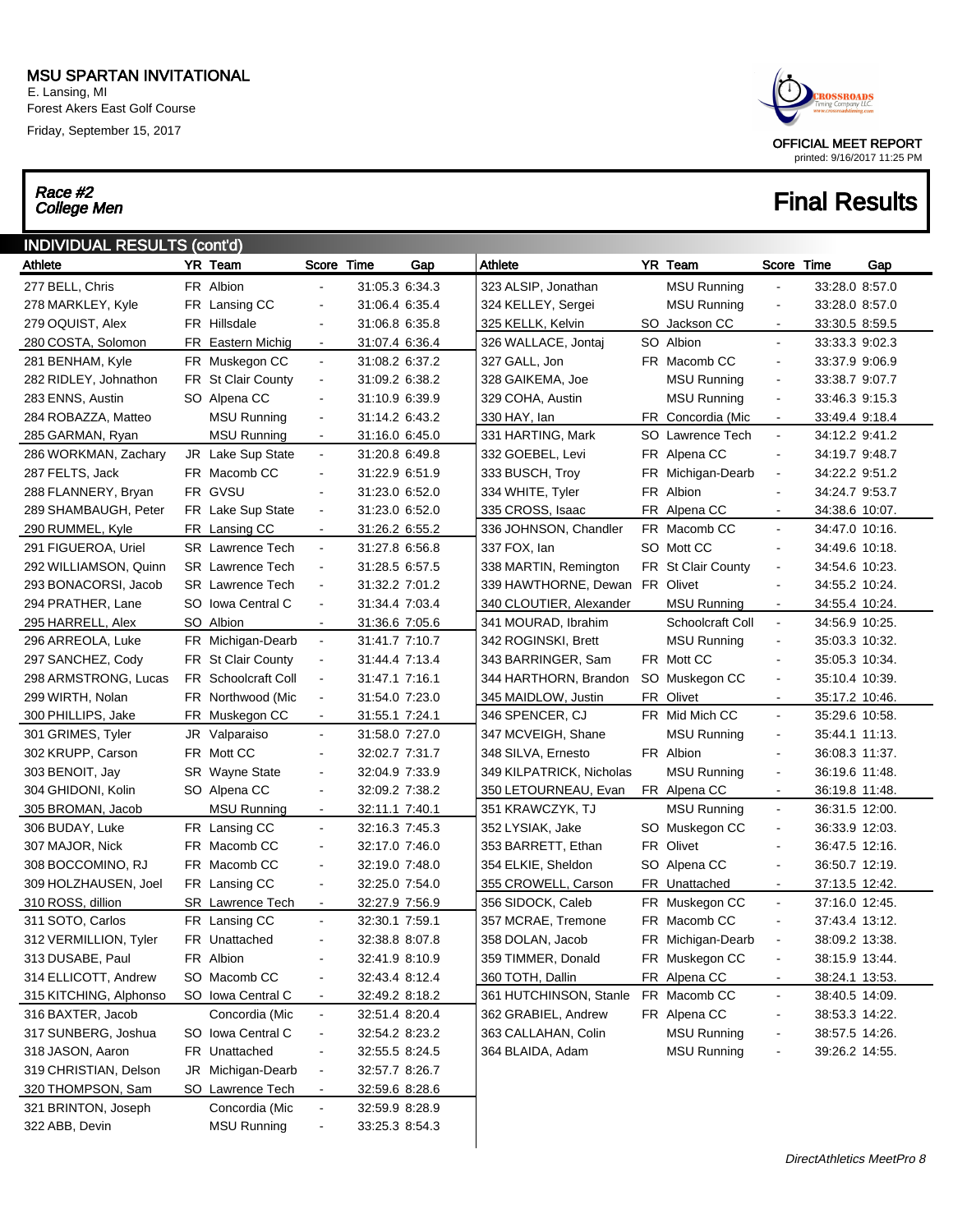# MSU SPARTAN INVITATIONAL

E. Lansing, MI
Forest Akers East Golf Course
Friday, September 15, 2017

OFFICIAL MEET REPORT
printed: 9/16/2017 11:25 PM

## *Race #2 College Men*

## Final Results

### INDIVIDUAL RESULTS (cont'd)

| Athlete | YR | Team | Score | Time | Gap |
|---|---|---|---|---|---|
| 277 BELL, Chris | FR | Albion | - | 31:05.3 | 6:34.3 |
| 278 MARKLEY, Kyle | FR | Lansing CC | - | 31:06.4 | 6:35.4 |
| 279 OQUIST, Alex | FR | Hillsdale | - | 31:06.8 | 6:35.8 |
| 280 COSTA, Solomon | FR | Eastern Michig | - | 31:07.4 | 6:36.4 |
| 281 BENHAM, Kyle | FR | Muskegon CC | - | 31:08.2 | 6:37.2 |
| 282 RIDLEY, Johnathon | FR | St Clair County | - | 31:09.2 | 6:38.2 |
| 283 ENNS, Austin | SO | Alpena CC | - | 31:10.9 | 6:39.9 |
| 284 ROBAZZA, Matteo | | MSU Running | - | 31:14.2 | 6:43.2 |
| 285 GARMAN, Ryan | | MSU Running | - | 31:16.0 | 6:45.0 |
| 286 WORKMAN, Zachary | JR | Lake Sup State | - | 31:20.8 | 6:49.8 |
| 287 FELTS, Jack | FR | Macomb CC | - | 31:22.9 | 6:51.9 |
| 288 FLANNERY, Bryan | FR | GVSU | - | 31:23.0 | 6:52.0 |
| 289 SHAMBAUGH, Peter | FR | Lake Sup State | - | 31:23.0 | 6:52.0 |
| 290 RUMMEL, Kyle | FR | Lansing CC | - | 31:26.2 | 6:55.2 |
| 291 FIGUEROA, Uriel | SR | Lawrence Tech | - | 31:27.8 | 6:56.8 |
| 292 WILLIAMSON, Quinn | SR | Lawrence Tech | - | 31:28.5 | 6:57.5 |
| 293 BONACORSI, Jacob | SR | Lawrence Tech | - | 31:32.2 | 7:01.2 |
| 294 PRATHER, Lane | SO | Iowa Central C | - | 31:34.4 | 7:03.4 |
| 295 HARRELL, Alex | SO | Albion | - | 31:36.6 | 7:05.6 |
| 296 ARREOLA, Luke | FR | Michigan-Dearb | - | 31:41.7 | 7:10.7 |
| 297 SANCHEZ, Cody | FR | St Clair County | - | 31:44.4 | 7:13.4 |
| 298 ARMSTRONG, Lucas | FR | Schoolcraft Coll | - | 31:47.1 | 7:16.1 |
| 299 WIRTH, Nolan | FR | Northwood (Mic | - | 31:54.0 | 7:23.0 |
| 300 PHILLIPS, Jake | FR | Muskegon CC | - | 31:55.1 | 7:24.1 |
| 301 GRIMES, Tyler | JR | Valparaiso | - | 31:58.0 | 7:27.0 |
| 302 KRUPP, Carson | FR | Mott CC | - | 32:02.7 | 7:31.7 |
| 303 BENOIT, Jay | SR | Wayne State | - | 32:04.9 | 7:33.9 |
| 304 GHIDONI, Kolin | SO | Alpena CC | - | 32:09.2 | 7:38.2 |
| 305 BROMAN, Jacob | | MSU Running | - | 32:11.1 | 7:40.1 |
| 306 BUDAY, Luke | FR | Lansing CC | - | 32:16.3 | 7:45.3 |
| 307 MAJOR, Nick | FR | Macomb CC | - | 32:17.0 | 7:46.0 |
| 308 BOCCOMINO, RJ | FR | Macomb CC | - | 32:19.0 | 7:48.0 |
| 309 HOLZHAUSEN, Joel | FR | Lansing CC | - | 32:25.0 | 7:54.0 |
| 310 ROSS, dillion | SR | Lawrence Tech | - | 32:27.9 | 7:56.9 |
| 311 SOTO, Carlos | FR | Lansing CC | - | 32:30.1 | 7:59.1 |
| 312 VERMILLION, Tyler | FR | Unattached | - | 32:38.8 | 8:07.8 |
| 313 DUSABE, Paul | FR | Albion | - | 32:41.9 | 8:10.9 |
| 314 ELLICOTT, Andrew | SO | Macomb CC | - | 32:43.4 | 8:12.4 |
| 315 KITCHING, Alphonso | SO | Iowa Central C | - | 32:49.2 | 8:18.2 |
| 316 BAXTER, Jacob | | Concordia (Mic | - | 32:51.4 | 8:20.4 |
| 317 SUNBERG, Joshua | SO | Iowa Central C | - | 32:54.2 | 8:23.2 |
| 318 JASON, Aaron | FR | Unattached | - | 32:55.5 | 8:24.5 |
| 319 CHRISTIAN, Delson | JR | Michigan-Dearb | - | 32:57.7 | 8:26.7 |
| 320 THOMPSON, Sam | SO | Lawrence Tech | - | 32:59.6 | 8:28.6 |
| 321 BRINTON, Joseph | | Concordia (Mic | - | 32:59.9 | 8:28.9 |
| 322 ABB, Devin | | MSU Running | - | 33:25.3 | 8:54.3 |
| 323 ALSIP, Jonathan | | MSU Running | - | 33:28.0 | 8:57.0 |
| 324 KELLEY, Sergei | | MSU Running | - | 33:28.0 | 8:57.0 |
| 325 KELLK, Kelvin | SO | Jackson CC | - | 33:30.5 | 8:59.5 |
| 326 WALLACE, Jontaj | SO | Albion | - | 33:33.3 | 9:02.3 |
| 327 GALL, Jon | FR | Macomb CC | - | 33:37.9 | 9:06.9 |
| 328 GAIKEMA, Joe | | MSU Running | - | 33:38.7 | 9:07.7 |
| 329 COHA, Austin | | MSU Running | - | 33:46.3 | 9:15.3 |
| 330 HAY, Ian | FR | Concordia (Mic | - | 33:49.4 | 9:18.4 |
| 331 HARTING, Mark | SO | Lawrence Tech | - | 34:12.2 | 9:41.2 |
| 332 GOEBEL, Levi | FR | Alpena CC | - | 34:19.7 | 9:48.7 |
| 333 BUSCH, Troy | FR | Michigan-Dearb | - | 34:22.2 | 9:51.2 |
| 334 WHITE, Tyler | FR | Albion | - | 34:24.7 | 9:53.7 |
| 335 CROSS, Isaac | FR | Alpena CC | - | 34:38.6 | 10:07. |
| 336 JOHNSON, Chandler | FR | Macomb CC | - | 34:47.0 | 10:16. |
| 337 FOX, Ian | SO | Mott CC | - | 34:49.6 | 10:18. |
| 338 MARTIN, Remington | FR | St Clair County | - | 34:54.6 | 10:23. |
| 339 HAWTHORNE, Dewan | FR | Olivet | - | 34:55.2 | 10:24. |
| 340 CLOUTIER, Alexander | | MSU Running | - | 34:55.4 | 10:24. |
| 341 MOURAD, Ibrahim | | Schoolcraft Coll | - | 34:56.9 | 10:25. |
| 342 ROGINSKI, Brett | | MSU Running | - | 35:03.3 | 10:32. |
| 343 BARRINGER, Sam | FR | Mott CC | - | 35:05.3 | 10:34. |
| 344 HARTHORN, Brandon | SO | Muskegon CC | - | 35:10.4 | 10:39. |
| 345 MAIDLOW, Justin | FR | Olivet | - | 35:17.2 | 10:46. |
| 346 SPENCER, CJ | FR | Mid Mich CC | - | 35:29.6 | 10:58. |
| 347 MCVEIGH, Shane | | MSU Running | - | 35:44.1 | 11:13. |
| 348 SILVA, Ernesto | FR | Albion | - | 36:08.3 | 11:37. |
| 349 KILPATRICK, Nicholas | | MSU Running | - | 36:19.6 | 11:48. |
| 350 LETOURNEAU, Evan | FR | Alpena CC | - | 36:19.8 | 11:48. |
| 351 KRAWCZYK, TJ | | MSU Running | - | 36:31.5 | 12:00. |
| 352 LYSIAK, Jake | SO | Muskegon CC | - | 36:33.9 | 12:03. |
| 353 BARRETT, Ethan | FR | Olivet | - | 36:47.5 | 12:16. |
| 354 ELKIE, Sheldon | SO | Alpena CC | - | 36:50.7 | 12:19. |
| 355 CROWELL, Carson | FR | Unattached | - | 37:13.5 | 12:42. |
| 356 SIDOCK, Caleb | FR | Muskegon CC | - | 37:16.0 | 12:45. |
| 357 MCRAE, Tremone | FR | Macomb CC | - | 37:43.4 | 13:12. |
| 358 DOLAN, Jacob | FR | Michigan-Dearb | - | 38:09.2 | 13:38. |
| 359 TIMMER, Donald | FR | Muskegon CC | - | 38:15.9 | 13:44. |
| 360 TOTH, Dallin | FR | Alpena CC | - | 38:24.1 | 13:53. |
| 361 HUTCHINSON, Stanle | FR | Macomb CC | - | 38:40.5 | 14:09. |
| 362 GRABIEL, Andrew | FR | Alpena CC | - | 38:53.3 | 14:22. |
| 363 CALLAHAN, Colin | | MSU Running | - | 38:57.5 | 14:26. |
| 364 BLAIDA, Adam | | MSU Running | - | 39:26.2 | 14:55. |

*DirectAthletics MeetPro 8*